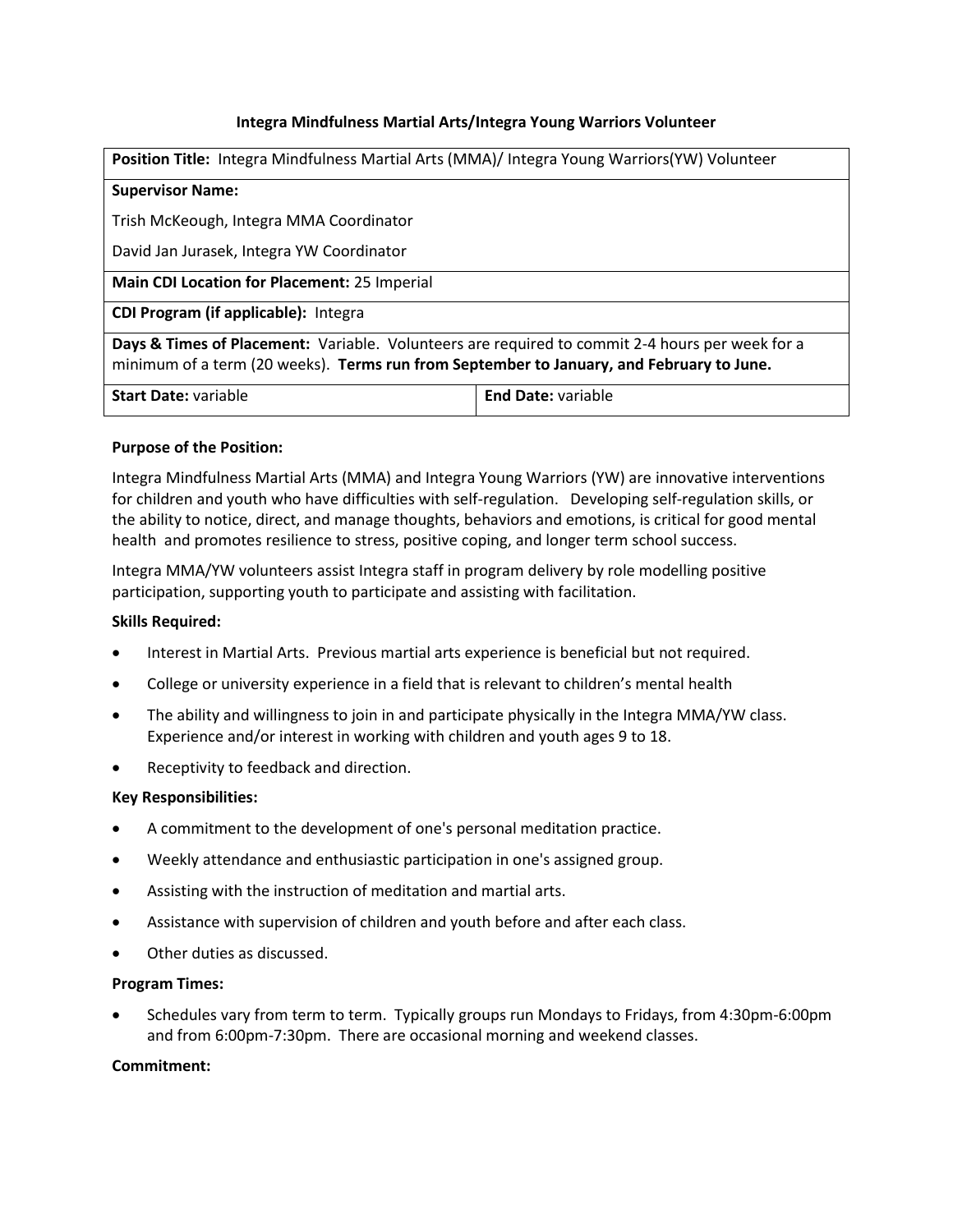# Integra Mindfulness Martial Arts/Integra Young Warriors Volunteer

| **Position Title:** Integra Mindfulness Martial Arts (MMA)/ Integra Young Warriors(YW) Volunteer | |
|---|---|
| **Supervisor Name:**<br>Trish McKeough, Integra MMA Coordinator<br>David Jan Jurasek, Integra YW Coordinator | |
| **Main CDI Location for Placement:** 25 Imperial | |
| **CDI Program (if applicable):** Integra | |
| **Days & Times of Placement:** Variable. Volunteers are required to commit 2-4 hours per week for a minimum of a term (20 weeks). **Terms run from September to January, and February to June.** | |
| **Start Date:** variable | **End Date:** variable |

**Purpose of the Position:**

Integra Mindfulness Martial Arts (MMA) and Integra Young Warriors (YW) are innovative interventions for children and youth who have difficulties with self-regulation. Developing self-regulation skills, or the ability to notice, direct, and manage thoughts, behaviors and emotions, is critical for good mental health and promotes resilience to stress, positive coping, and longer term school success.

Integra MMA/YW volunteers assist Integra staff in program delivery by role modelling positive participation, supporting youth to participate and assisting with facilitation.

**Skills Required:**

- Interest in Martial Arts. Previous martial arts experience is beneficial but not required.
- College or university experience in a field that is relevant to children's mental health
- The ability and willingness to join in and participate physically in the Integra MMA/YW class. Experience and/or interest in working with children and youth ages 9 to 18.
- Receptivity to feedback and direction.

**Key Responsibilities:**

- A commitment to the development of one's personal meditation practice.
- Weekly attendance and enthusiastic participation in one's assigned group.
- Assisting with the instruction of meditation and martial arts.
- Assistance with supervision of children and youth before and after each class.
- Other duties as discussed.

**Program Times:**

- Schedules vary from term to term. Typically groups run Mondays to Fridays, from 4:30pm-6:00pm and from 6:00pm-7:30pm. There are occasional morning and weekend classes.

**Commitment:**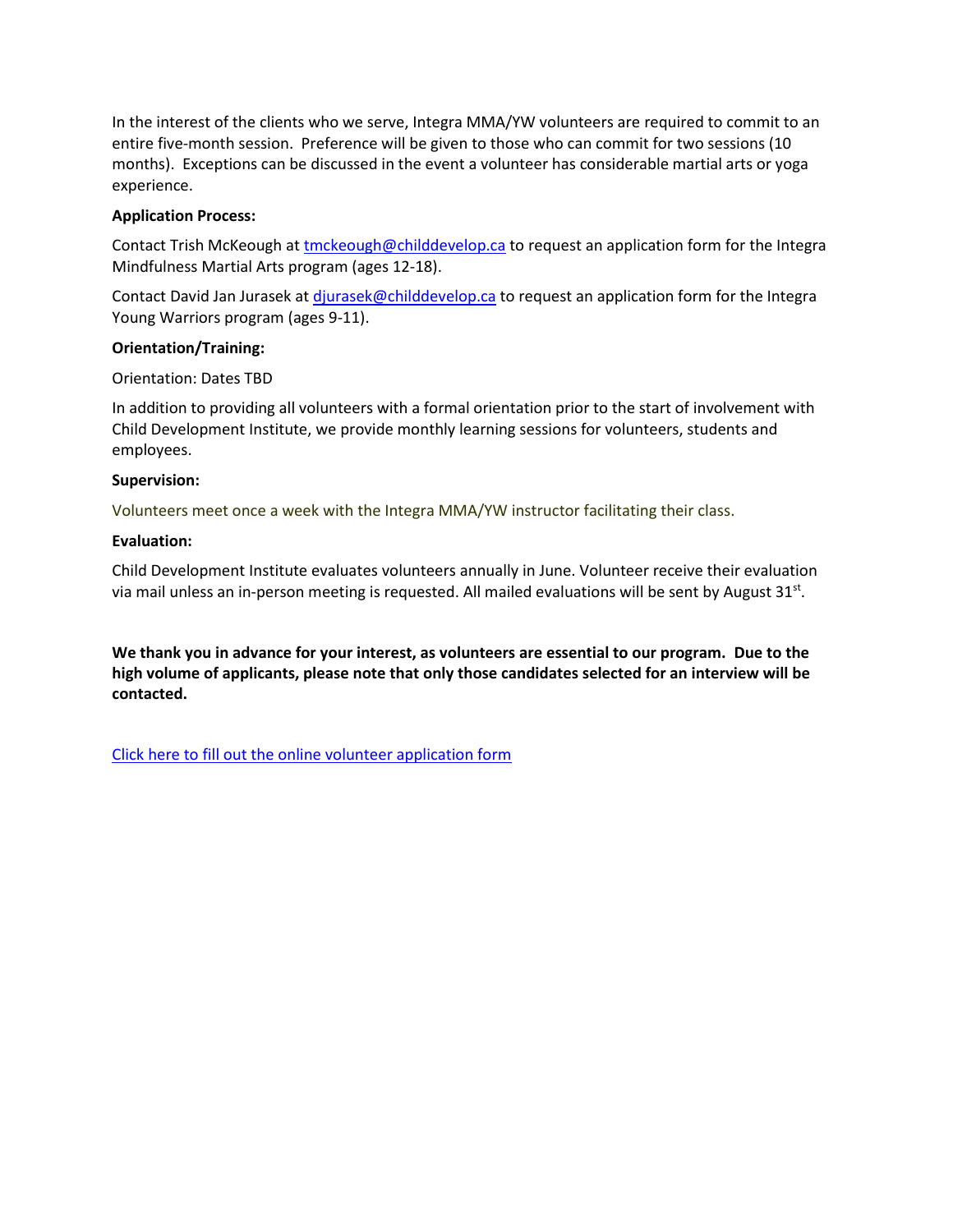In the interest of the clients who we serve, Integra MMA/YW volunteers are required to commit to an entire five-month session. Preference will be given to those who can commit for two sessions (10 months). Exceptions can be discussed in the event a volunteer has considerable martial arts or yoga experience.

**Application Process:**

Contact Trish McKeough at tmckeough@childdevelop.ca to request an application form for the Integra Mindfulness Martial Arts program (ages 12-18).

Contact David Jan Jurasek at djurasek@childdevelop.ca to request an application form for the Integra Young Warriors program (ages 9-11).

**Orientation/Training:**

Orientation: Dates TBD

In addition to providing all volunteers with a formal orientation prior to the start of involvement with Child Development Institute, we provide monthly learning sessions for volunteers, students and employees.

**Supervision:**

Volunteers meet once a week with the Integra MMA/YW instructor facilitating their class.

**Evaluation:**

Child Development Institute evaluates volunteers annually in June. Volunteer receive their evaluation via mail unless an in-person meeting is requested. All mailed evaluations will be sent by August 31st.

**We thank you in advance for your interest, as volunteers are essential to our program. Due to the high volume of applicants, please note that only those candidates selected for an interview will be contacted.**

Click here to fill out the online volunteer application form